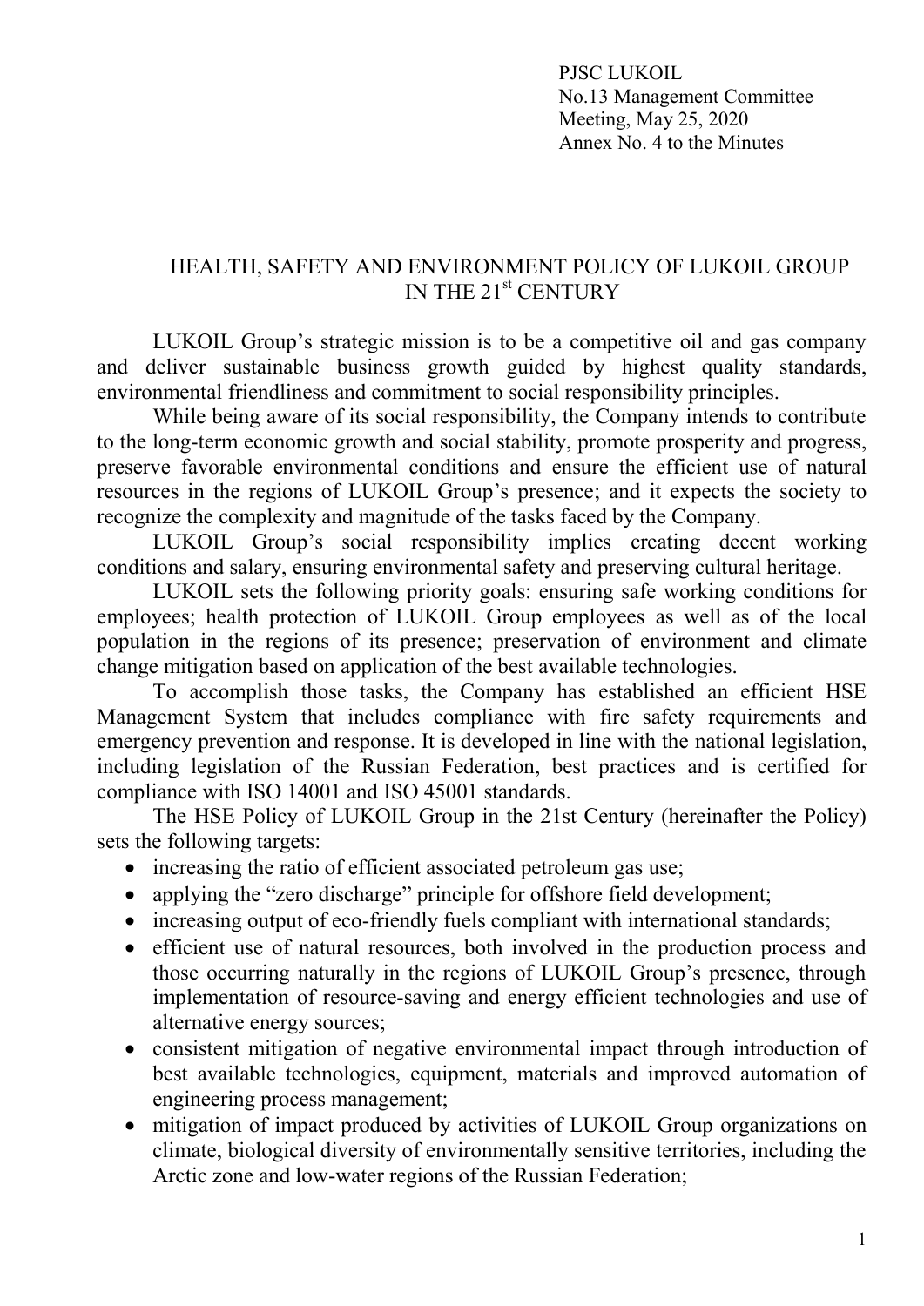PJSC LUKOIL
No.13 Management Committee
Meeting, May 25, 2020
Annex No. 4 to the Minutes

# HEALTH, SAFETY AND ENVIRONMENT POLICY OF LUKOIL GROUP IN THE 21st CENTURY

LUKOIL Group's strategic mission is to be a competitive oil and gas company and deliver sustainable business growth guided by highest quality standards, environmental friendliness and commitment to social responsibility principles.

While being aware of its social responsibility, the Company intends to contribute to the long-term economic growth and social stability, promote prosperity and progress, preserve favorable environmental conditions and ensure the efficient use of natural resources in the regions of LUKOIL Group's presence; and it expects the society to recognize the complexity and magnitude of the tasks faced by the Company.

LUKOIL Group's social responsibility implies creating decent working conditions and salary, ensuring environmental safety and preserving cultural heritage.

LUKOIL sets the following priority goals: ensuring safe working conditions for employees; health protection of LUKOIL Group employees as well as of the local population in the regions of its presence; preservation of environment and climate change mitigation based on application of the best available technologies.

To accomplish those tasks, the Company has established an efficient HSE Management System that includes compliance with fire safety requirements and emergency prevention and response. It is developed in line with the national legislation, including legislation of the Russian Federation, best practices and is certified for compliance with ISO 14001 and ISO 45001 standards.

The HSE Policy of LUKOIL Group in the 21st Century (hereinafter the Policy) sets the following targets:

- increasing the ratio of efficient associated petroleum gas use;
- applying the "zero discharge" principle for offshore field development;
- increasing output of eco-friendly fuels compliant with international standards;
- efficient use of natural resources, both involved in the production process and those occurring naturally in the regions of LUKOIL Group's presence, through implementation of resource-saving and energy efficient technologies and use of alternative energy sources;
- consistent mitigation of negative environmental impact through introduction of best available technologies, equipment, materials and improved automation of engineering process management;
- mitigation of impact produced by activities of LUKOIL Group organizations on climate, biological diversity of environmentally sensitive territories, including the Arctic zone and low-water regions of the Russian Federation;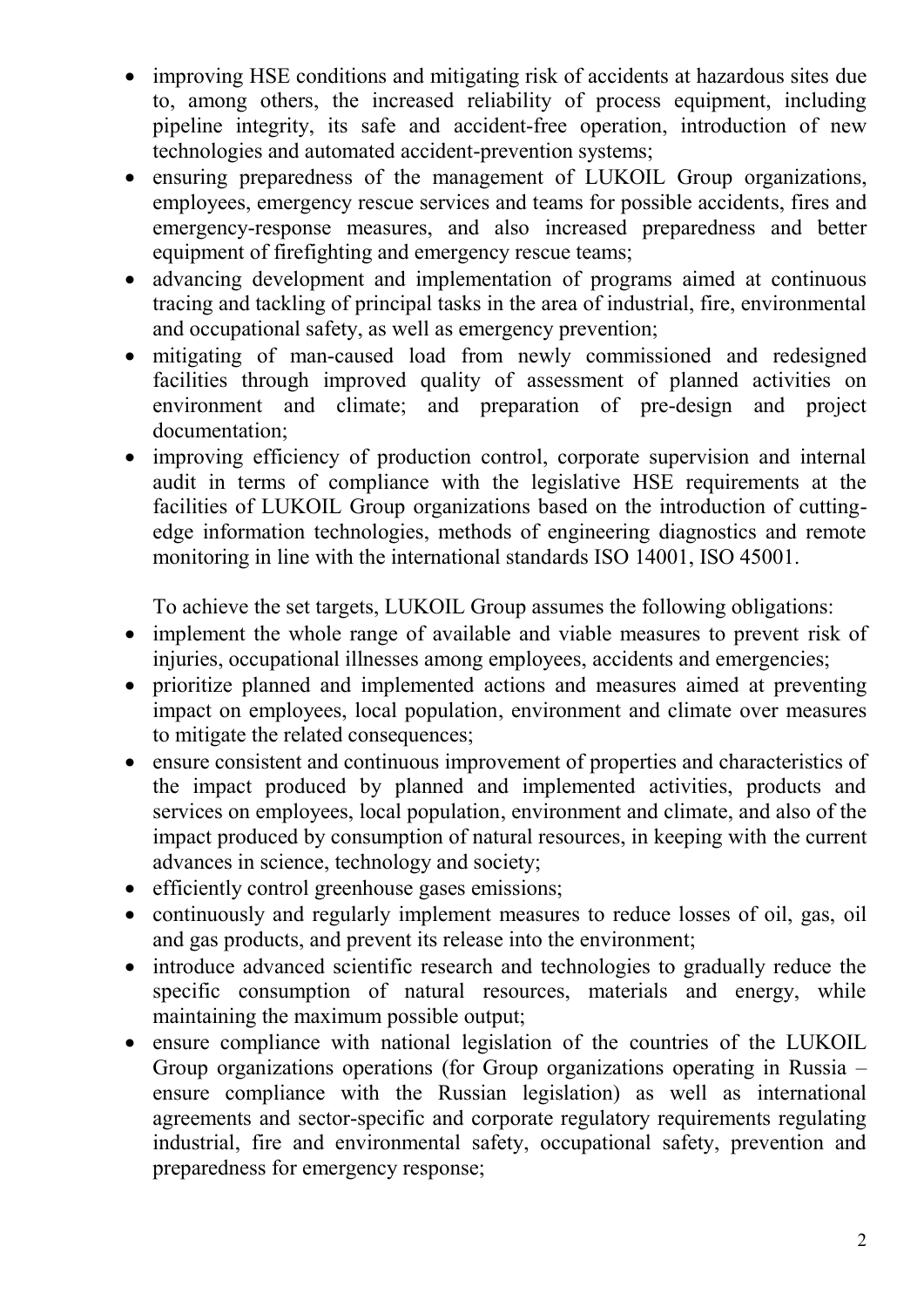- improving HSE conditions and mitigating risk of accidents at hazardous sites due to, among others, the increased reliability of process equipment, including pipeline integrity, its safe and accident-free operation, introduction of new technologies and automated accident-prevention systems;
- ensuring preparedness of the management of LUKOIL Group organizations, employees, emergency rescue services and teams for possible accidents, fires and emergency-response measures, and also increased preparedness and better equipment of firefighting and emergency rescue teams;
- advancing development and implementation of programs aimed at continuous tracing and tackling of principal tasks in the area of industrial, fire, environmental and occupational safety, as well as emergency prevention;
- mitigating of man-caused load from newly commissioned and redesigned facilities through improved quality of assessment of planned activities on environment and climate; and preparation of pre-design and project documentation;
- improving efficiency of production control, corporate supervision and internal audit in terms of compliance with the legislative HSE requirements at the facilities of LUKOIL Group organizations based on the introduction of cutting-edge information technologies, methods of engineering diagnostics and remote monitoring in line with the international standards ISO 14001, ISO 45001.

To achieve the set targets, LUKOIL Group assumes the following obligations:

- implement the whole range of available and viable measures to prevent risk of injuries, occupational illnesses among employees, accidents and emergencies;
- prioritize planned and implemented actions and measures aimed at preventing impact on employees, local population, environment and climate over measures to mitigate the related consequences;
- ensure consistent and continuous improvement of properties and characteristics of the impact produced by planned and implemented activities, products and services on employees, local population, environment and climate, and also of the impact produced by consumption of natural resources, in keeping with the current advances in science, technology and society;
- efficiently control greenhouse gases emissions;
- continuously and regularly implement measures to reduce losses of oil, gas, oil and gas products, and prevent its release into the environment;
- introduce advanced scientific research and technologies to gradually reduce the specific consumption of natural resources, materials and energy, while maintaining the maximum possible output;
- ensure compliance with national legislation of the countries of the LUKOIL Group organizations operations (for Group organizations operating in Russia – ensure compliance with the Russian legislation) as well as international agreements and sector-specific and corporate regulatory requirements regulating industrial, fire and environmental safety, occupational safety, prevention and preparedness for emergency response;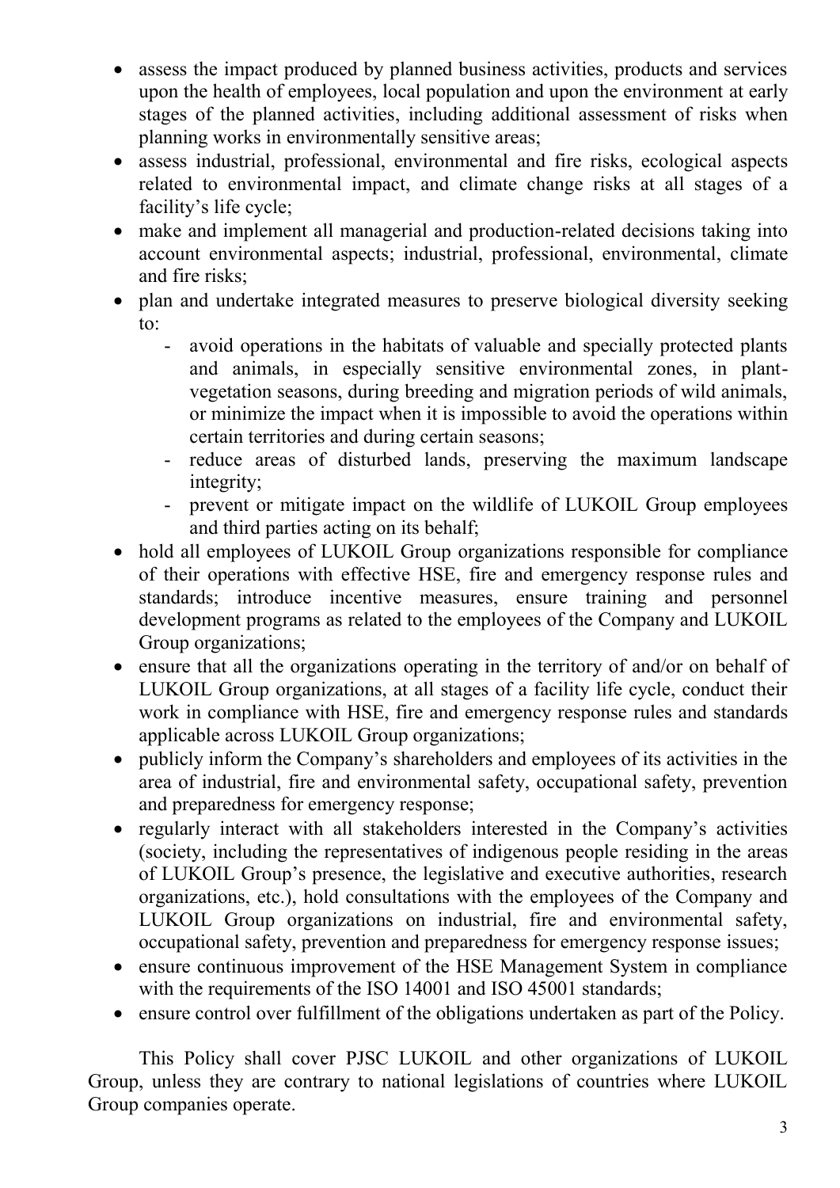- assess the impact produced by planned business activities, products and services upon the health of employees, local population and upon the environment at early stages of the planned activities, including additional assessment of risks when planning works in environmentally sensitive areas;
- assess industrial, professional, environmental and fire risks, ecological aspects related to environmental impact, and climate change risks at all stages of a facility's life cycle;
- make and implement all managerial and production-related decisions taking into account environmental aspects; industrial, professional, environmental, climate and fire risks;
- plan and undertake integrated measures to preserve biological diversity seeking to:
  - avoid operations in the habitats of valuable and specially protected plants and animals, in especially sensitive environmental zones, in plant-vegetation seasons, during breeding and migration periods of wild animals, or minimize the impact when it is impossible to avoid the operations within certain territories and during certain seasons;
  - reduce areas of disturbed lands, preserving the maximum landscape integrity;
  - prevent or mitigate impact on the wildlife of LUKOIL Group employees and third parties acting on its behalf;
- hold all employees of LUKOIL Group organizations responsible for compliance of their operations with effective HSE, fire and emergency response rules and standards; introduce incentive measures, ensure training and personnel development programs as related to the employees of the Company and LUKOIL Group organizations;
- ensure that all the organizations operating in the territory of and/or on behalf of LUKOIL Group organizations, at all stages of a facility life cycle, conduct their work in compliance with HSE, fire and emergency response rules and standards applicable across LUKOIL Group organizations;
- publicly inform the Company's shareholders and employees of its activities in the area of industrial, fire and environmental safety, occupational safety, prevention and preparedness for emergency response;
- regularly interact with all stakeholders interested in the Company's activities (society, including the representatives of indigenous people residing in the areas of LUKOIL Group's presence, the legislative and executive authorities, research organizations, etc.), hold consultations with the employees of the Company and LUKOIL Group organizations on industrial, fire and environmental safety, occupational safety, prevention and preparedness for emergency response issues;
- ensure continuous improvement of the HSE Management System in compliance with the requirements of the ISO 14001 and ISO 45001 standards;
- ensure control over fulfillment of the obligations undertaken as part of the Policy.

This Policy shall cover PJSC LUKOIL and other organizations of LUKOIL Group, unless they are contrary to national legislations of countries where LUKOIL Group companies operate.